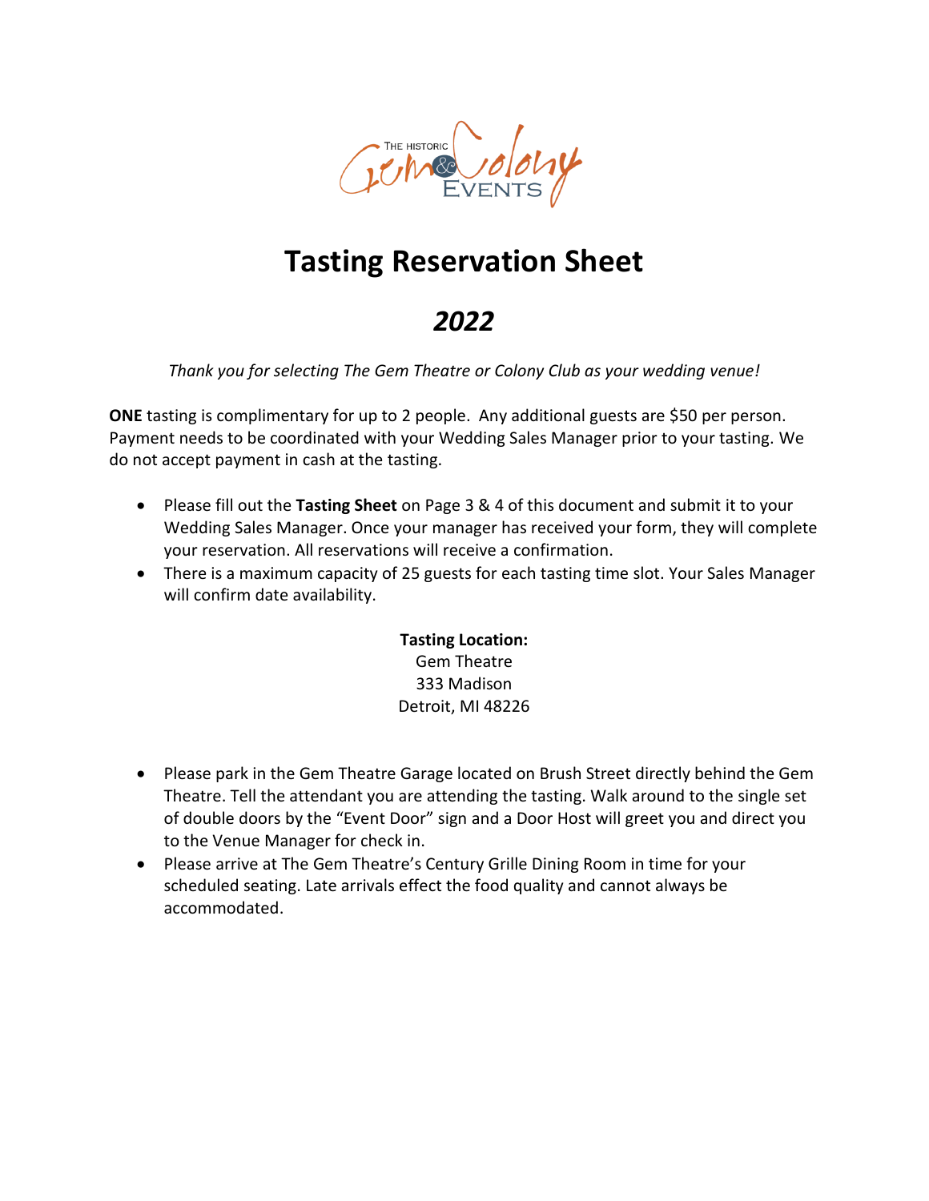THE HISTORIC Gem & Colony EVENTS

# Tasting Reservation Sheet

## *2022*

*Thank you for selecting The Gem Theatre or Colony Club as your wedding venue!*

**ONE** tasting is complimentary for up to 2 people. Any additional guests are $50 per person. Payment needs to be coordinated with your Wedding Sales Manager prior to your tasting. We do not accept payment in cash at the tasting.

- Please fill out the **Tasting Sheet** on Page 3 & 4 of this document and submit it to your Wedding Sales Manager. Once your manager has received your form, they will complete your reservation. All reservations will receive a confirmation.
- There is a maximum capacity of 25 guests for each tasting time slot. Your Sales Manager will confirm date availability.

**Tasting Location:**
Gem Theatre
333 Madison
Detroit, MI 48226

- Please park in the Gem Theatre Garage located on Brush Street directly behind the Gem Theatre. Tell the attendant you are attending the tasting. Walk around to the single set of double doors by the "Event Door" sign and a Door Host will greet you and direct you to the Venue Manager for check in.
- Please arrive at The Gem Theatre's Century Grille Dining Room in time for your scheduled seating. Late arrivals effect the food quality and cannot always be accommodated.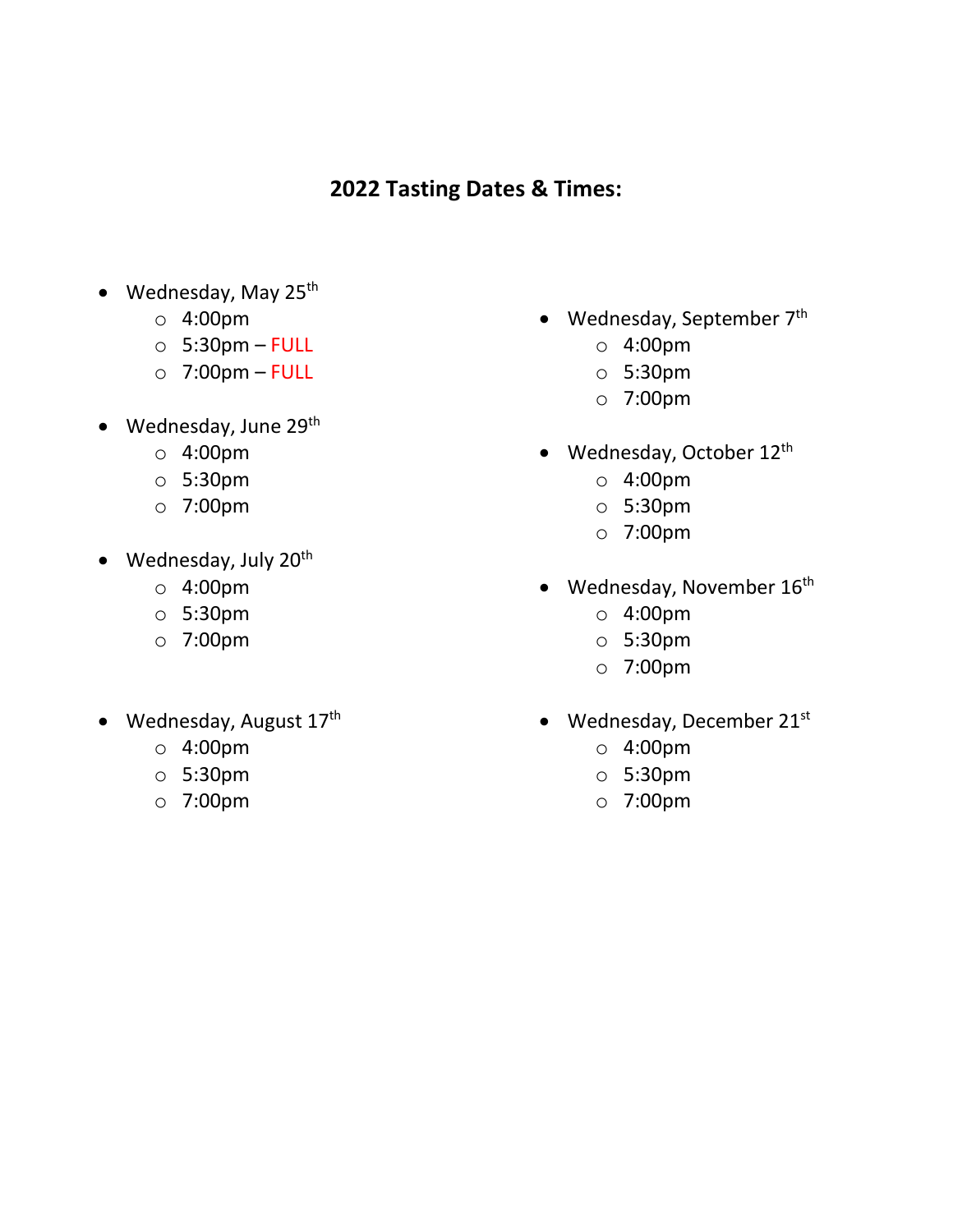## 2022 Tasting Dates & Times:

- Wednesday, May 25th
  - 4:00pm
  - 5:30pm – FULL
  - 7:00pm – FULL
- Wednesday, June 29th
  - 4:00pm
  - 5:30pm
  - 7:00pm
- Wednesday, July 20th
  - 4:00pm
  - 5:30pm
  - 7:00pm
- Wednesday, August 17th
  - 4:00pm
  - 5:30pm
  - 7:00pm
- Wednesday, September 7th
  - 4:00pm
  - 5:30pm
  - 7:00pm
- Wednesday, October 12th
  - 4:00pm
  - 5:30pm
  - 7:00pm
- Wednesday, November 16th
  - 4:00pm
  - 5:30pm
  - 7:00pm
- Wednesday, December 21st
  - 4:00pm
  - 5:30pm
  - 7:00pm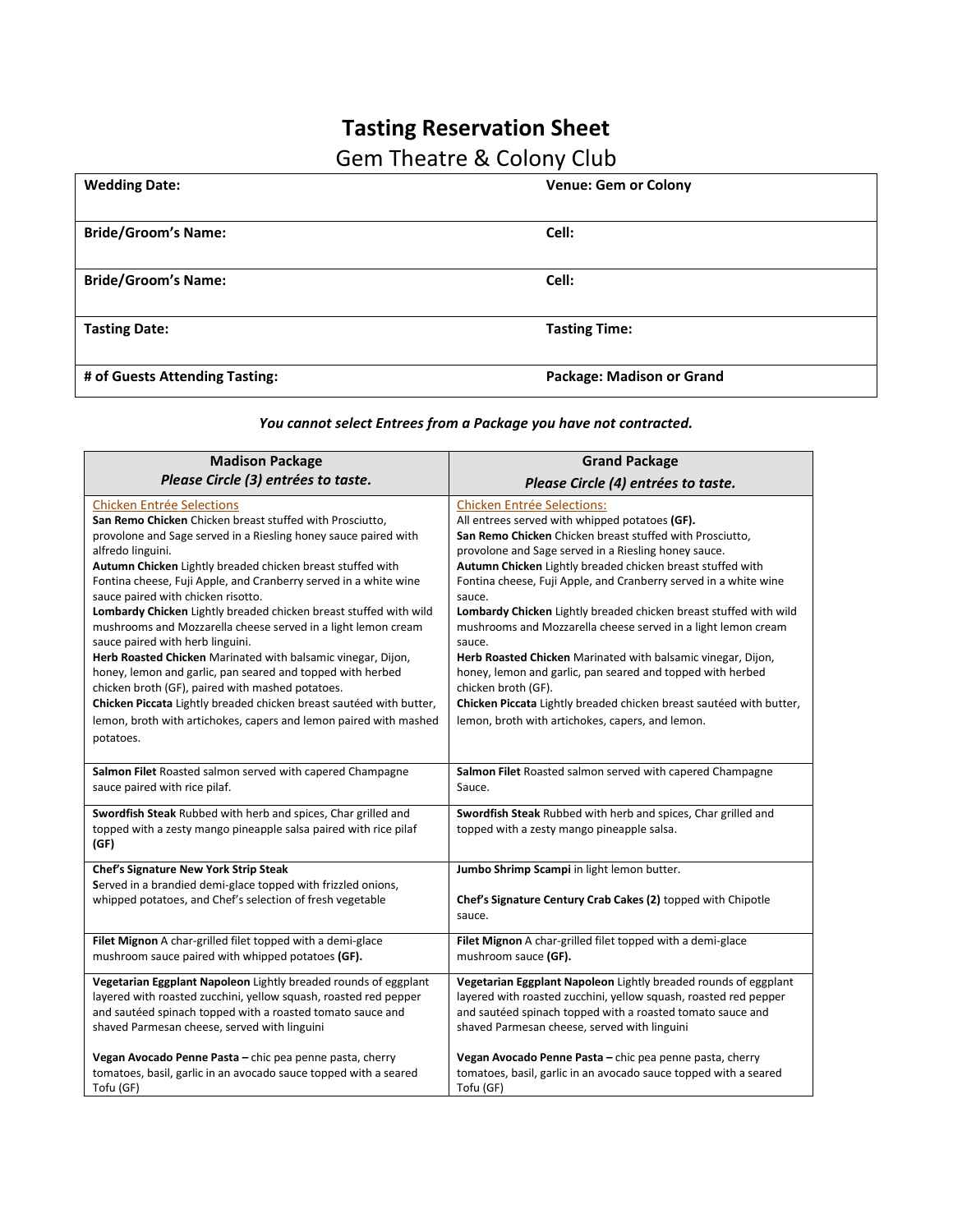# Tasting Reservation Sheet

## Gem Theatre & Colony Club

| **Wedding Date:** | **Venue: Gem or Colony** |
|---|---|
| **Bride/Groom's Name:** | **Cell:** |
| **Bride/Groom's Name:** | **Cell:** |
| **Tasting Date:** | **Tasting Time:** |
| **# of Guests Attending Tasting:** | **Package: Madison or Grand** |

***You cannot select Entrees from a Package you have not contracted.***

| **Madison Package**<br>***Please Circle (3) entrées to taste.*** | **Grand Package**<br>***Please Circle (4) entrées to taste.*** |
|---|---|
| Chicken Entrée Selections<br>**San Remo Chicken** Chicken breast stuffed with Prosciutto, provolone and Sage served in a Riesling honey sauce paired with alfredo linguini.<br>**Autumn Chicken** Lightly breaded chicken breast stuffed with Fontina cheese, Fuji Apple, and Cranberry served in a white wine sauce paired with chicken risotto.<br>**Lombardy Chicken** Lightly breaded chicken breast stuffed with wild mushrooms and Mozzarella cheese served in a light lemon cream sauce paired with herb linguini.<br>**Herb Roasted Chicken** Marinated with balsamic vinegar, Dijon, honey, lemon and garlic, pan seared and topped with herbed chicken broth (GF), paired with mashed potatoes.<br>**Chicken Piccata** Lightly breaded chicken breast sautéed with butter, lemon, broth with artichokes, capers and lemon paired with mashed potatoes. | Chicken Entrée Selections:<br>All entrees served with whipped potatoes **(GF).**<br>**San Remo Chicken** Chicken breast stuffed with Prosciutto, provolone and Sage served in a Riesling honey sauce.<br>**Autumn Chicken** Lightly breaded chicken breast stuffed with Fontina cheese, Fuji Apple, and Cranberry served in a white wine sauce.<br>**Lombardy Chicken** Lightly breaded chicken breast stuffed with wild mushrooms and Mozzarella cheese served in a light lemon cream sauce.<br>**Herb Roasted Chicken** Marinated with balsamic vinegar, Dijon, honey, lemon and garlic, pan seared and topped with herbed chicken broth (GF).<br>**Chicken Piccata** Lightly breaded chicken breast sautéed with butter, lemon, broth with artichokes, capers, and lemon. |
| **Salmon Filet** Roasted salmon served with capered Champagne sauce paired with rice pilaf. | **Salmon Filet** Roasted salmon served with capered Champagne Sauce. |
| **Swordfish Steak** Rubbed with herb and spices, Char grilled and topped with a zesty mango pineapple salsa paired with rice pilaf **(GF)** | **Swordfish Steak** Rubbed with herb and spices, Char grilled and topped with a zesty mango pineapple salsa. |
| **Chef's Signature New York Strip Steak**<br>Served in a brandied demi-glace topped with frizzled onions, whipped potatoes, and Chef's selection of fresh vegetable | **Jumbo Shrimp Scampi** in light lemon butter.<br><br>**Chef's Signature Century Crab Cakes (2)** topped with Chipotle sauce. |
| **Filet Mignon** A char-grilled filet topped with a demi-glace mushroom sauce paired with whipped potatoes **(GF).** | **Filet Mignon** A char-grilled filet topped with a demi-glace mushroom sauce **(GF).** |
| **Vegetarian Eggplant Napoleon** Lightly breaded rounds of eggplant layered with roasted zucchini, yellow squash, roasted red pepper and sautéed spinach topped with a roasted tomato sauce and shaved Parmesan cheese, served with linguini<br><br>**Vegan Avocado Penne Pasta –** chic pea penne pasta, cherry tomatoes, basil, garlic in an avocado sauce topped with a seared Tofu (GF) | **Vegetarian Eggplant Napoleon** Lightly breaded rounds of eggplant layered with roasted zucchini, yellow squash, roasted red pepper and sautéed spinach topped with a roasted tomato sauce and shaved Parmesan cheese, served with linguini<br><br>**Vegan Avocado Penne Pasta –** chic pea penne pasta, cherry tomatoes, basil, garlic in an avocado sauce topped with a seared Tofu (GF) |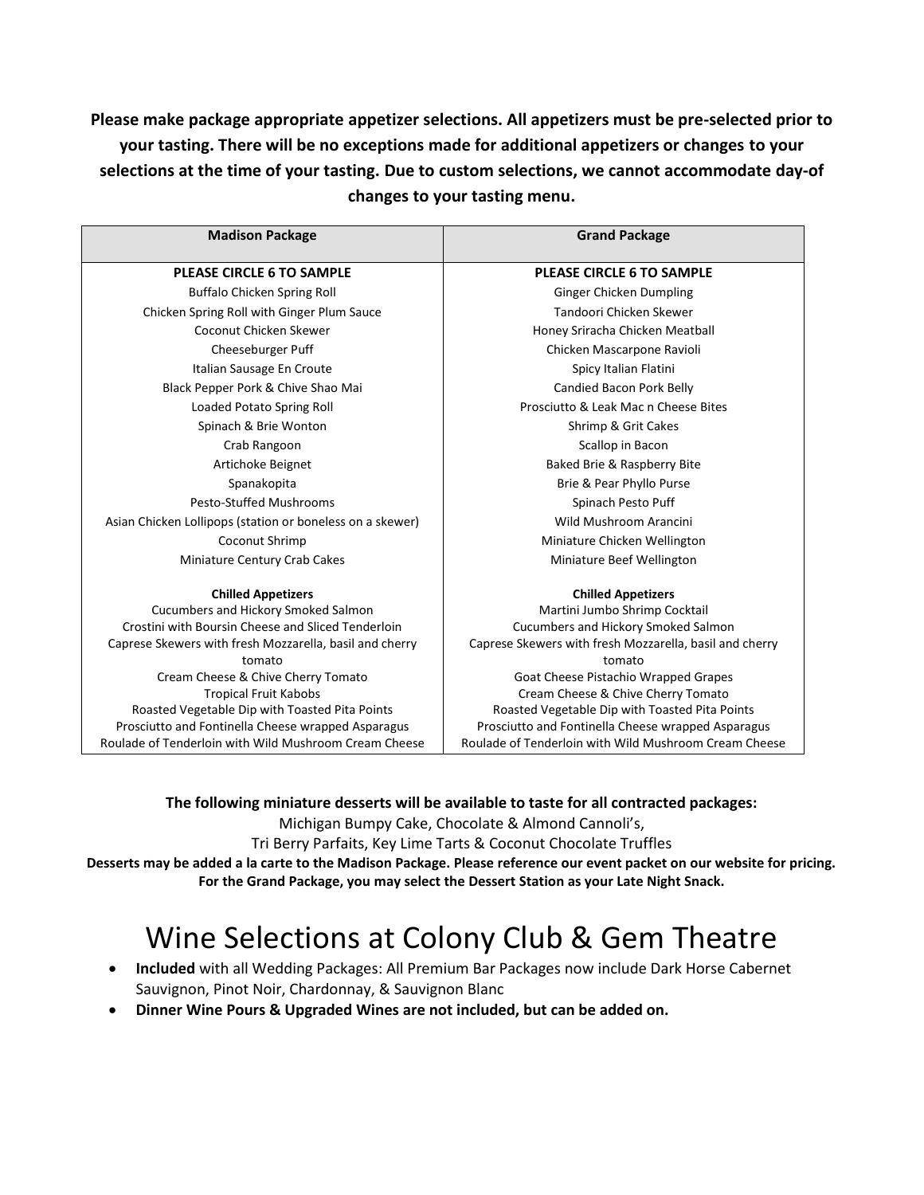**Please make package appropriate appetizer selections. All appetizers must be pre-selected prior to your tasting. There will be no exceptions made for additional appetizers or changes to your selections at the time of your tasting. Due to custom selections, we cannot accommodate day-of changes to your tasting menu.**

| Madison Package | Grand Package |
|---|---|
| **PLEASE CIRCLE 6 TO SAMPLE** | **PLEASE CIRCLE 6 TO SAMPLE** |
| Buffalo Chicken Spring Roll | Ginger Chicken Dumpling |
| Chicken Spring Roll with Ginger Plum Sauce | Tandoori Chicken Skewer |
| Coconut Chicken Skewer | Honey Sriracha Chicken Meatball |
| Cheeseburger Puff | Chicken Mascarpone Ravioli |
| Italian Sausage En Croute | Spicy Italian Flatini |
| Black Pepper Pork & Chive Shao Mai | Candied Bacon Pork Belly |
| Loaded Potato Spring Roll | Prosciutto & Leak Mac n Cheese Bites |
| Spinach & Brie Wonton | Shrimp & Grit Cakes |
| Crab Rangoon | Scallop in Bacon |
| Artichoke Beignet | Baked Brie & Raspberry Bite |
| Spanakopita | Brie & Pear Phyllo Purse |
| Pesto-Stuffed Mushrooms | Spinach Pesto Puff |
| Asian Chicken Lollipops (station or boneless on a skewer) | Wild Mushroom Arancini |
| Coconut Shrimp | Miniature Chicken Wellington |
| Miniature Century Crab Cakes | Miniature Beef Wellington |
| **Chilled Appetizers** | **Chilled Appetizers** |
| Cucumbers and Hickory Smoked Salmon | Martini Jumbo Shrimp Cocktail |
| Crostini with Boursin Cheese and Sliced Tenderloin | Cucumbers and Hickory Smoked Salmon |
| Caprese Skewers with fresh Mozzarella, basil and cherry tomato | Caprese Skewers with fresh Mozzarella, basil and cherry tomato |
| Cream Cheese & Chive Cherry Tomato | Goat Cheese Pistachio Wrapped Grapes |
| Tropical Fruit Kabobs | Cream Cheese & Chive Cherry Tomato |
| Roasted Vegetable Dip with Toasted Pita Points | Roasted Vegetable Dip with Toasted Pita Points |
| Prosciutto and Fontinella Cheese wrapped Asparagus | Prosciutto and Fontinella Cheese wrapped Asparagus |
| Roulade of Tenderloin with Wild Mushroom Cream Cheese | Roulade of Tenderloin with Wild Mushroom Cream Cheese |

**The following miniature desserts will be available to taste for all contracted packages:**

Michigan Bumpy Cake, Chocolate & Almond Cannoli's,

Tri Berry Parfaits, Key Lime Tarts & Coconut Chocolate Truffles

**Desserts may be added a la carte to the Madison Package. Please reference our event packet on our website for pricing. For the Grand Package, you may select the Dessert Station as your Late Night Snack.**

# Wine Selections at Colony Club & Gem Theatre

- **Included** with all Wedding Packages: All Premium Bar Packages now include Dark Horse Cabernet Sauvignon, Pinot Noir, Chardonnay, & Sauvignon Blanc
- **Dinner Wine Pours & Upgraded Wines are not included, but can be added on.**